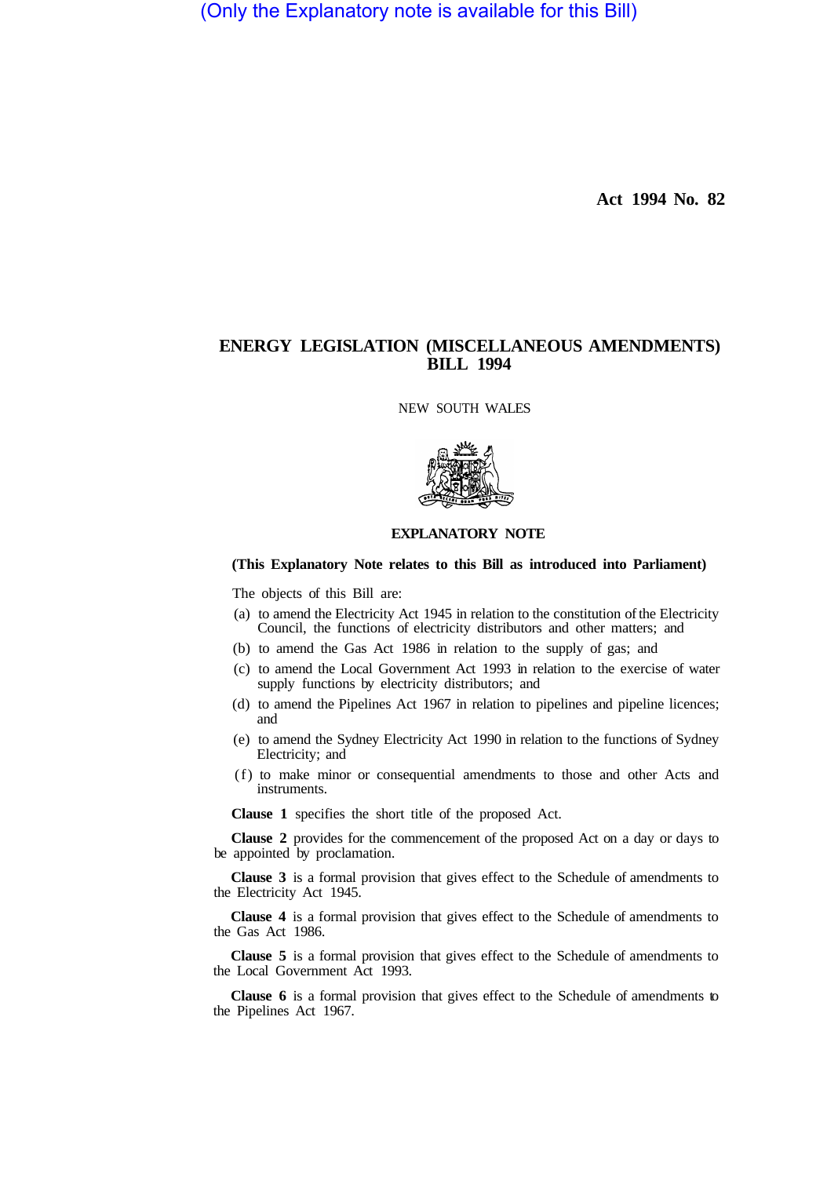(Only the Explanatory note is available for this Bill)

**Act 1994 No. 82**

# ENERGY LEGISLATION (MISCELLANEOUS AMENDMENTS) BILL 1994

NEW SOUTH WALES

## EXPLANATORY NOTE

**(This Explanatory Note relates to this Bill as introduced into Parliament)**

The objects of this Bill are:

(a) to amend the Electricity Act 1945 in relation to the constitution of the Electricity Council, the functions of electricity distributors and other matters; and

(b) to amend the Gas Act 1986 in relation to the supply of gas; and

(c) to amend the Local Government Act 1993 in relation to the exercise of water supply functions by electricity distributors; and

(d) to amend the Pipelines Act 1967 in relation to pipelines and pipeline licences; and

(e) to amend the Sydney Electricity Act 1990 in relation to the functions of Sydney Electricity; and

(f) to make minor or consequential amendments to those and other Acts and instruments.

**Clause 1** specifies the short title of the proposed Act.

**Clause 2** provides for the commencement of the proposed Act on a day or days to be appointed by proclamation.

**Clause 3** is a formal provision that gives effect to the Schedule of amendments to the Electricity Act 1945.

**Clause 4** is a formal provision that gives effect to the Schedule of amendments to the Gas Act 1986.

**Clause 5** is a formal provision that gives effect to the Schedule of amendments to the Local Government Act 1993.

**Clause 6** is a formal provision that gives effect to the Schedule of amendments to the Pipelines Act 1967.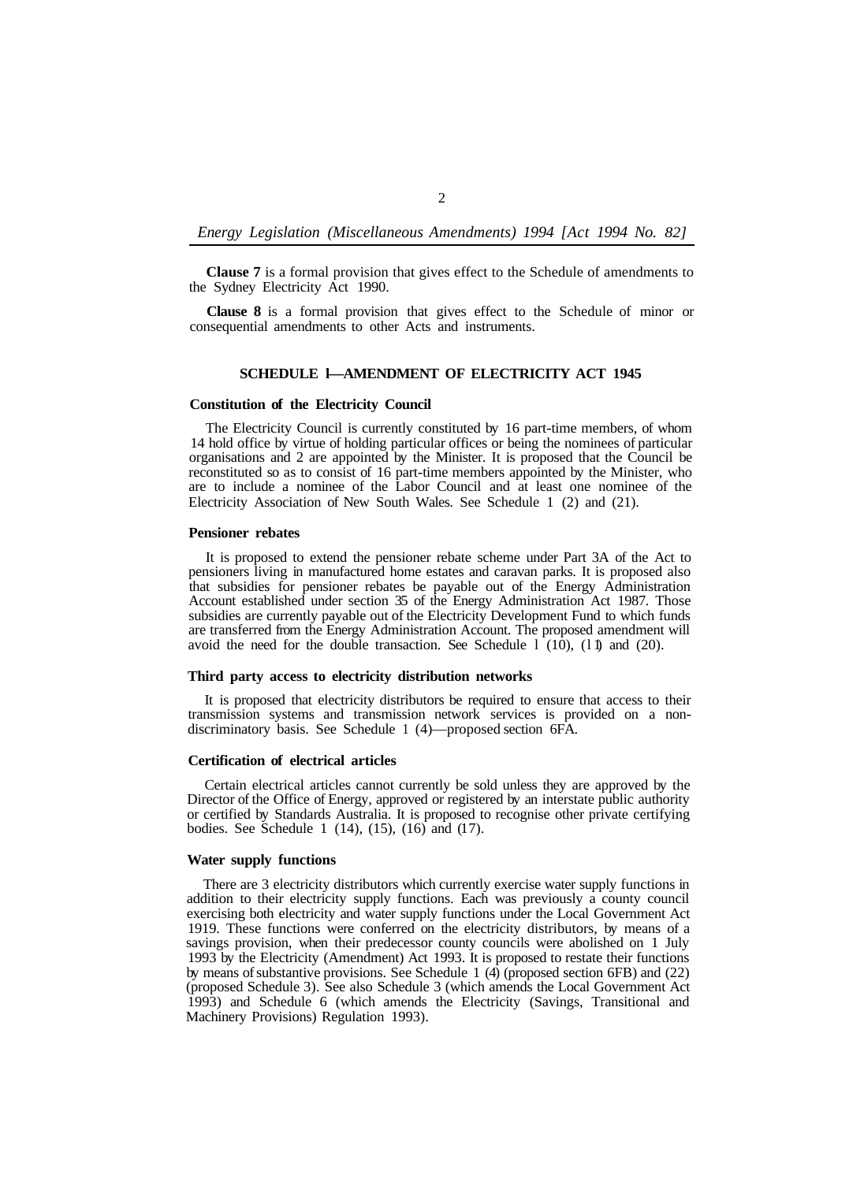**Clause 7** is a formal provision that gives effect to the Schedule of amendments to the Sydney Electricity Act 1990.

**Clause 8** is a formal provision that gives effect to the Schedule of minor or consequential amendments to other Acts and instruments.

## SCHEDULE 1—AMENDMENT OF ELECTRICITY ACT 1945

### Constitution of the Electricity Council

The Electricity Council is currently constituted by 16 part-time members, of whom 14 hold office by virtue of holding particular offices or being the nominees of particular organisations and 2 are appointed by the Minister. It is proposed that the Council be reconstituted so as to consist of 16 part-time members appointed by the Minister, who are to include a nominee of the Labor Council and at least one nominee of the Electricity Association of New South Wales. See Schedule 1 (2) and (21).

### Pensioner rebates

It is proposed to extend the pensioner rebate scheme under Part 3A of the Act to pensioners living in manufactured home estates and caravan parks. It is proposed also that subsidies for pensioner rebates be payable out of the Energy Administration Account established under section 35 of the Energy Administration Act 1987. Those subsidies are currently payable out of the Electricity Development Fund to which funds are transferred from the Energy Administration Account. The proposed amendment will avoid the need for the double transaction. See Schedule 1 (10), (11) and (20).

### Third party access to electricity distribution networks

It is proposed that electricity distributors be required to ensure that access to their transmission systems and transmission network services is provided on a non-discriminatory basis. See Schedule 1 (4)—proposed section 6FA.

### Certification of electrical articles

Certain electrical articles cannot currently be sold unless they are approved by the Director of the Office of Energy, approved or registered by an interstate public authority or certified by Standards Australia. It is proposed to recognise other private certifying bodies. See Schedule 1 (14), (15), (16) and (17).

### Water supply functions

There are 3 electricity distributors which currently exercise water supply functions in addition to their electricity supply functions. Each was previously a county council exercising both electricity and water supply functions under the Local Government Act 1919. These functions were conferred on the electricity distributors, by means of a savings provision, when their predecessor county councils were abolished on 1 July 1993 by the Electricity (Amendment) Act 1993. It is proposed to restate their functions by means of substantive provisions. See Schedule 1 (4) (proposed section 6FB) and (22) (proposed Schedule 3). See also Schedule 3 (which amends the Local Government Act 1993) and Schedule 6 (which amends the Electricity (Savings, Transitional and Machinery Provisions) Regulation 1993).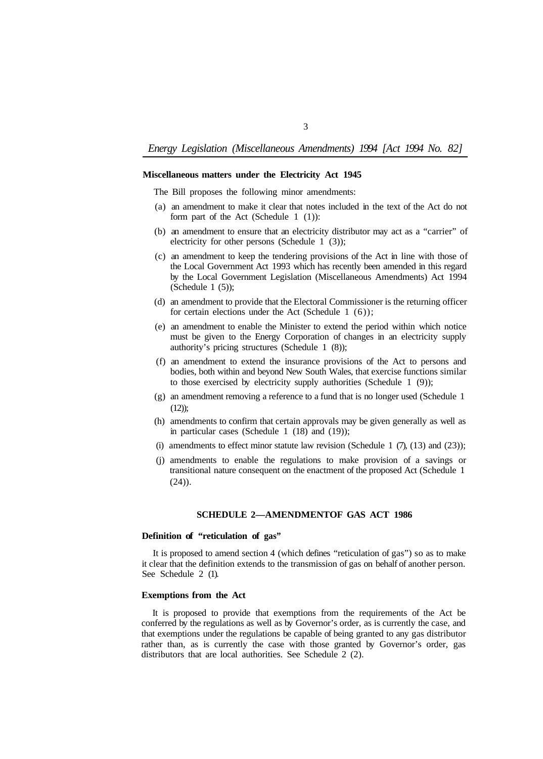### Miscellaneous matters under the Electricity Act 1945

The Bill proposes the following minor amendments:

(a) an amendment to make it clear that notes included in the text of the Act do not form part of the Act (Schedule 1 (1)):

(b) an amendment to ensure that an electricity distributor may act as a "carrier" of electricity for other persons (Schedule 1 (3));

(c) an amendment to keep the tendering provisions of the Act in line with those of the Local Government Act 1993 which has recently been amended in this regard by the Local Government Legislation (Miscellaneous Amendments) Act 1994 (Schedule 1 (5));

(d) an amendment to provide that the Electoral Commissioner is the returning officer for certain elections under the Act (Schedule 1 (6));

(e) an amendment to enable the Minister to extend the period within which notice must be given to the Energy Corporation of changes in an electricity supply authority's pricing structures (Schedule 1 (8));

(f) an amendment to extend the insurance provisions of the Act to persons and bodies, both within and beyond New South Wales, that exercise functions similar to those exercised by electricity supply authorities (Schedule 1 (9));

(g) an amendment removing a reference to a fund that is no longer used (Schedule 1 (12));

(h) amendments to confirm that certain approvals may be given generally as well as in particular cases (Schedule 1 (18) and (19));

(i) amendments to effect minor statute law revision (Schedule 1 (7), (13) and (23));

(j) amendments to enable the regulations to make provision of a savings or transitional nature consequent on the enactment of the proposed Act (Schedule 1 (24)).

## SCHEDULE 2—AMENDMENTOF GAS ACT 1986

### Definition of "reticulation of gas"

It is proposed to amend section 4 (which defines "reticulation of gas") so as to make it clear that the definition extends to the transmission of gas on behalf of another person. See Schedule 2 (1).

### Exemptions from the Act

It is proposed to provide that exemptions from the requirements of the Act be conferred by the regulations as well as by Governor's order, as is currently the case, and that exemptions under the regulations be capable of being granted to any gas distributor rather than, as is currently the case with those granted by Governor's order, gas distributors that are local authorities. See Schedule 2 (2).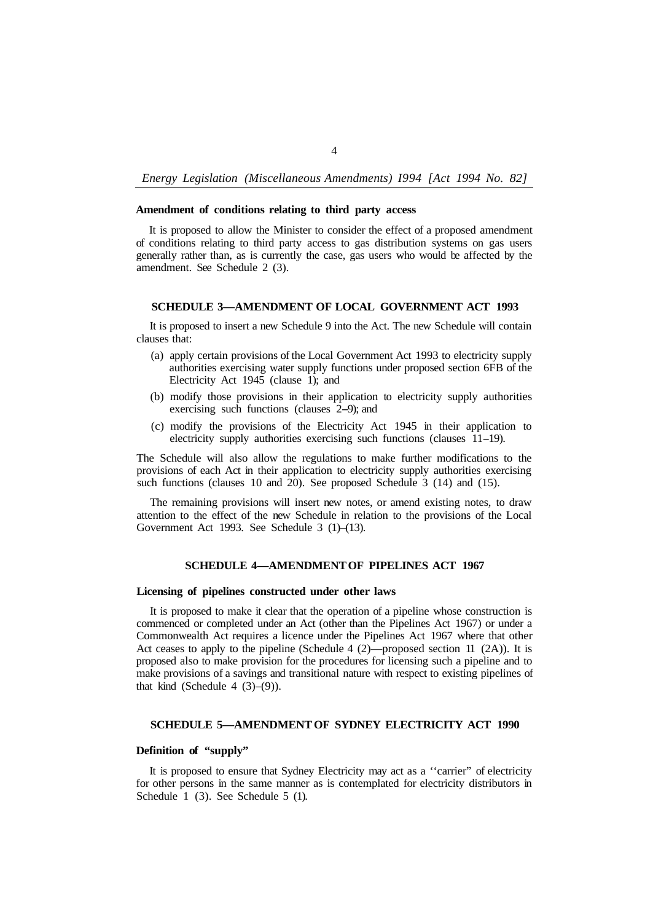**Amendment of conditions relating to third party access**

It is proposed to allow the Minister to consider the effect of a proposed amendment of conditions relating to third party access to gas distribution systems on gas users generally rather than, as is currently the case, gas users who would be affected by the amendment. See Schedule 2 (3).

## SCHEDULE 3—AMENDMENT OF LOCAL GOVERNMENT ACT 1993

It is proposed to insert a new Schedule 9 into the Act. The new Schedule will contain clauses that:

(a) apply certain provisions of the Local Government Act 1993 to electricity supply authorities exercising water supply functions under proposed section 6FB of the Electricity Act 1945 (clause 1); and

(b) modify those provisions in their application to electricity supply authorities exercising such functions (clauses 2–9); and

(c) modify the provisions of the Electricity Act 1945 in their application to electricity supply authorities exercising such functions (clauses 11–19).

The Schedule will also allow the regulations to make further modifications to the provisions of each Act in their application to electricity supply authorities exercising such functions (clauses 10 and 20). See proposed Schedule 3 (14) and (15).

The remaining provisions will insert new notes, or amend existing notes, to draw attention to the effect of the new Schedule in relation to the provisions of the Local Government Act 1993. See Schedule 3 (1)–(13).

## SCHEDULE 4—AMENDMENT OF PIPELINES ACT 1967

**Licensing of pipelines constructed under other laws**

It is proposed to make it clear that the operation of a pipeline whose construction is commenced or completed under an Act (other than the Pipelines Act 1967) or under a Commonwealth Act requires a licence under the Pipelines Act 1967 where that other Act ceases to apply to the pipeline (Schedule 4 (2)—proposed section 11 (2A)). It is proposed also to make provision for the procedures for licensing such a pipeline and to make provisions of a savings and transitional nature with respect to existing pipelines of that kind (Schedule 4 (3)–(9)).

## SCHEDULE 5—AMENDMENT OF SYDNEY ELECTRICITY ACT 1990

**Definition of "supply"**

It is proposed to ensure that Sydney Electricity may act as a "carrier" of electricity for other persons in the same manner as is contemplated for electricity distributors in Schedule 1 (3). See Schedule 5 (1).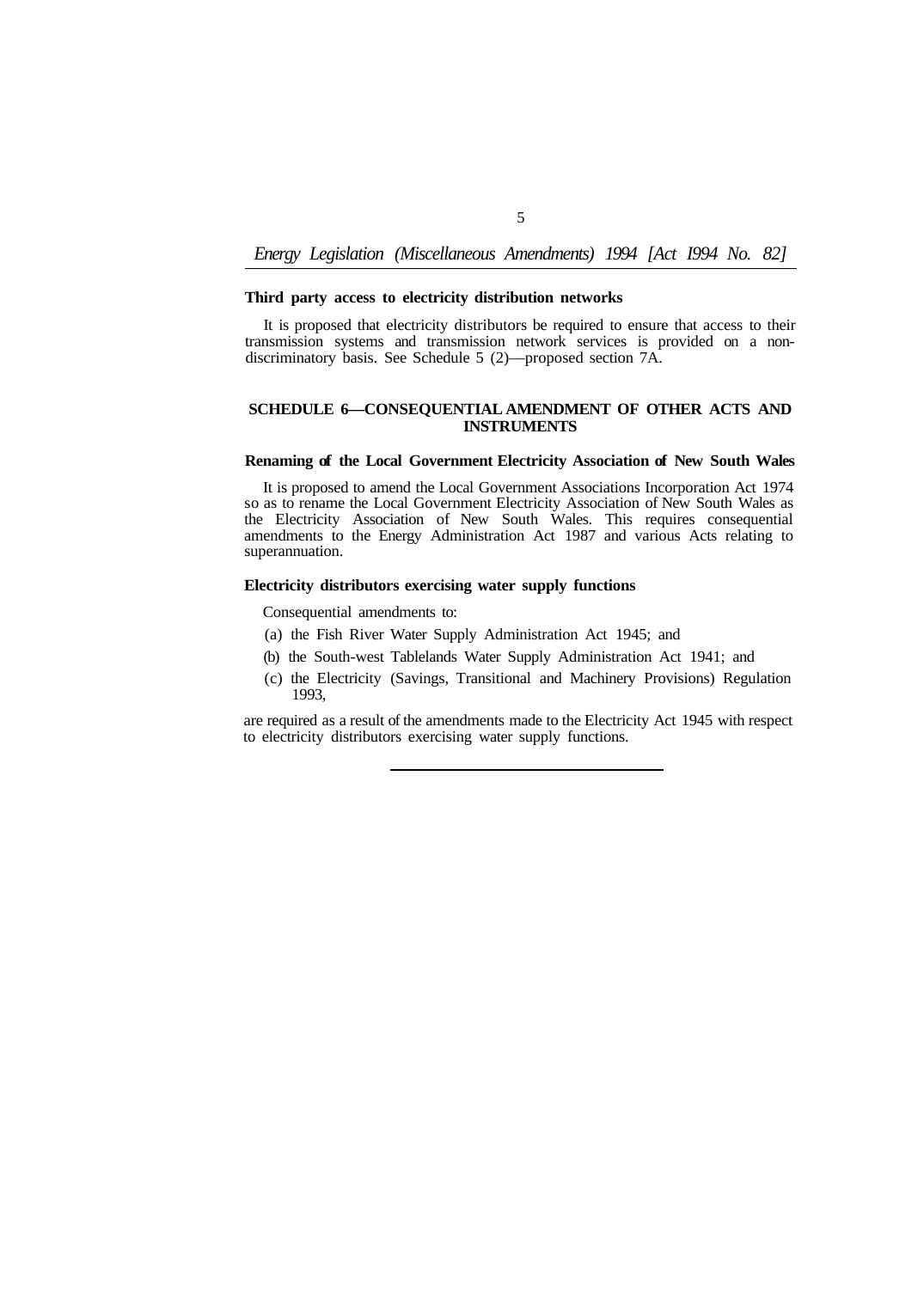### Third party access to electricity distribution networks

It is proposed that electricity distributors be required to ensure that access to their transmission systems and transmission network services is provided on a non-discriminatory basis. See Schedule 5 (2)—proposed section 7A.

## SCHEDULE 6—CONSEQUENTIAL AMENDMENT OF OTHER ACTS AND INSTRUMENTS

### Renaming of the Local Government Electricity Association of New South Wales

It is proposed to amend the Local Government Associations Incorporation Act 1974 so as to rename the Local Government Electricity Association of New South Wales as the Electricity Association of New South Wales. This requires consequential amendments to the Energy Administration Act 1987 and various Acts relating to superannuation.

### Electricity distributors exercising water supply functions

Consequential amendments to:

(a) the Fish River Water Supply Administration Act 1945; and

(b) the South-west Tablelands Water Supply Administration Act 1941; and

(c) the Electricity (Savings, Transitional and Machinery Provisions) Regulation 1993,

are required as a result of the amendments made to the Electricity Act 1945 with respect to electricity distributors exercising water supply functions.